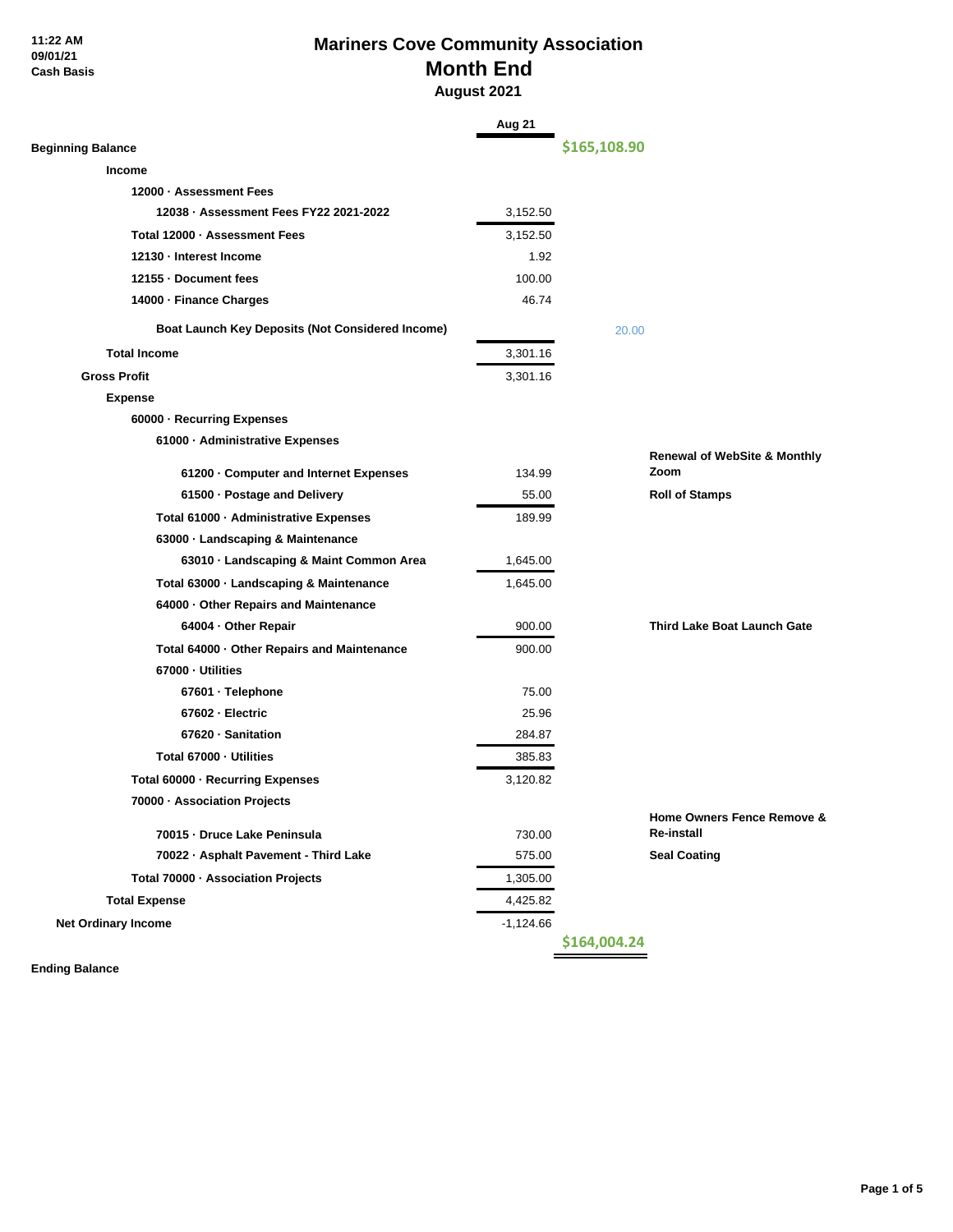11:22 AM
09/01/21
Cash Basis

# Mariners Cove Community Association
## Month End
### August 2021

| | Aug 21 | | |
|---|---|---|---|
| **Beginning Balance** | | $165,108.90 | |
| **Income** | | | |
| **12000 · Assessment Fees** | | | |
| **12038 · Assessment Fees FY22 2021-2022** | 3,152.50 | | |
| **Total 12000 · Assessment Fees** | 3,152.50 | | |
| **12130 · Interest Income** | 1.92 | | |
| **12155 · Document fees** | 100.00 | | |
| **14000 · Finance Charges** | 46.74 | | |
| **Boat Launch Key Deposits (Not Considered Income)** | | 20.00 | |
| **Total Income** | 3,301.16 | | |
| **Gross Profit** | 3,301.16 | | |
| **Expense** | | | |
| **60000 · Recurring Expenses** | | | |
| **61000 · Administrative Expenses** | | | |
| **61200 · Computer and Internet Expenses** | 134.99 | | **Renewal of WebSite & Monthly Zoom** |
| **61500 · Postage and Delivery** | 55.00 | | **Roll of Stamps** |
| **Total 61000 · Administrative Expenses** | 189.99 | | |
| **63000 · Landscaping & Maintenance** | | | |
| **63010 · Landscaping & Maint Common Area** | 1,645.00 | | |
| **Total 63000 · Landscaping & Maintenance** | 1,645.00 | | |
| **64000 · Other Repairs and Maintenance** | | | |
| **64004 · Other Repair** | 900.00 | | **Third Lake Boat Launch Gate** |
| **Total 64000 · Other Repairs and Maintenance** | 900.00 | | |
| **67000 · Utilities** | | | |
| **67601 · Telephone** | 75.00 | | |
| **67602 · Electric** | 25.96 | | |
| **67620 · Sanitation** | 284.87 | | |
| **Total 67000 · Utilities** | 385.83 | | |
| **Total 60000 · Recurring Expenses** | 3,120.82 | | |
| **70000 · Association Projects** | | | |
| **70015 · Druce Lake Peninsula** | 730.00 | | **Home Owners Fence Remove & Re-install** |
| **70022 · Asphalt Pavement - Third Lake** | 575.00 | | **Seal Coating** |
| **Total 70000 · Association Projects** | 1,305.00 | | |
| **Total Expense** | 4,425.82 | | |
| **Net Ordinary Income** | -1,124.66 | | |
| **Ending Balance** | | $164,004.24 | |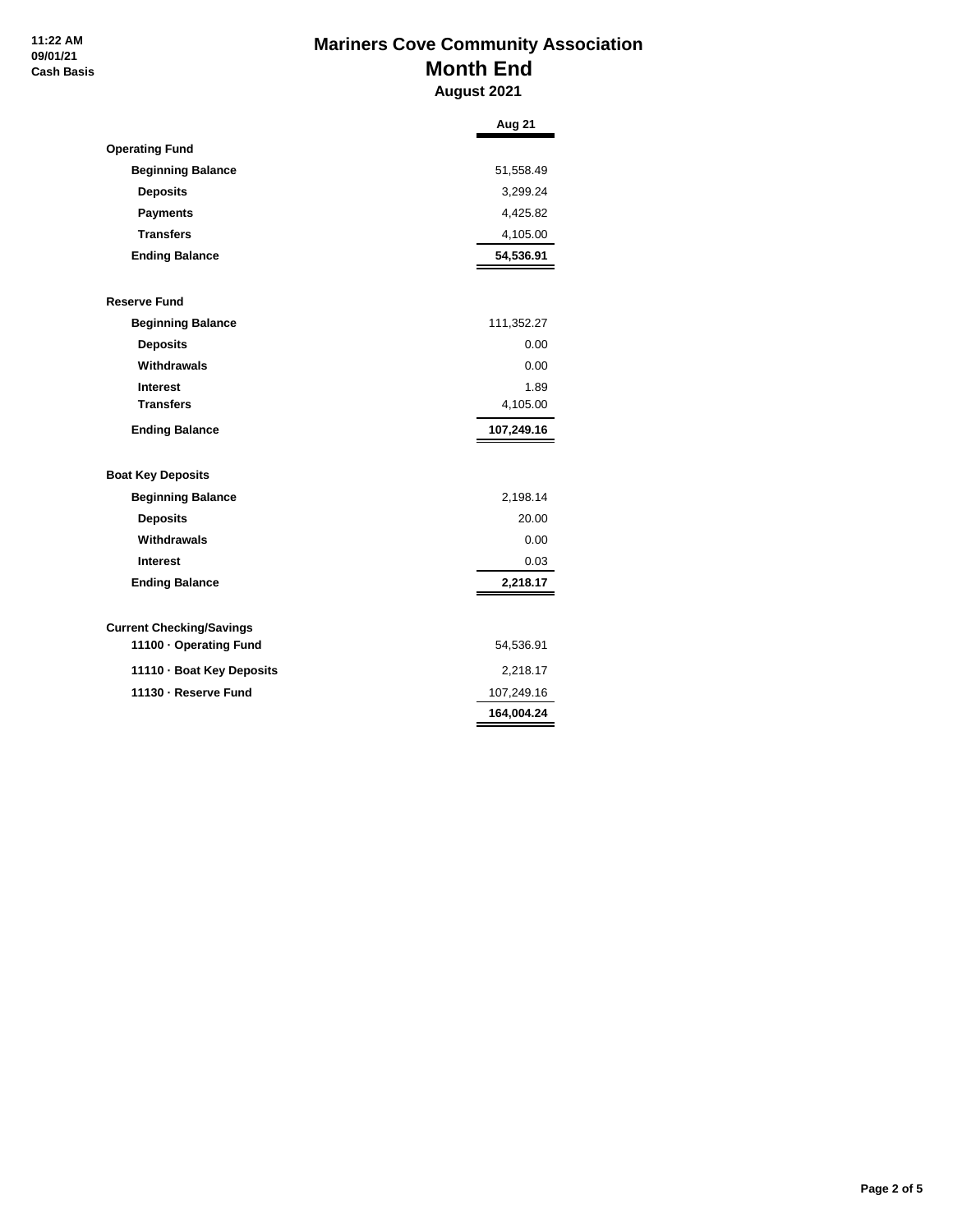11:22 AM
09/01/21
Cash Basis

# Mariners Cove Community Association
## Month End
### August 2021

| | Aug 21 |
|---|---|
| **Operating Fund** | |
| **Beginning Balance** | 51,558.49 |
| **Deposits** | 3,299.24 |
| **Payments** | 4,425.82 |
| **Transfers** | 4,105.00 |
| **Ending Balance** | **54,536.91** |
| | |
| **Reserve Fund** | |
| **Beginning Balance** | 111,352.27 |
| **Deposits** | 0.00 |
| **Withdrawals** | 0.00 |
| **Interest** | 1.89 |
| **Transfers** | 4,105.00 |
| **Ending Balance** | **107,249.16** |
| | |
| **Boat Key Deposits** | |
| **Beginning Balance** | 2,198.14 |
| **Deposits** | 20.00 |
| **Withdrawals** | 0.00 |
| **Interest** | 0.03 |
| **Ending Balance** | **2,218.17** |
| | |
| **Current Checking/Savings** | |
| **11100 · Operating Fund** | 54,536.91 |
| **11110 · Boat Key Deposits** | 2,218.17 |
| **11130 · Reserve Fund** | 107,249.16 |
| | **164,004.24** |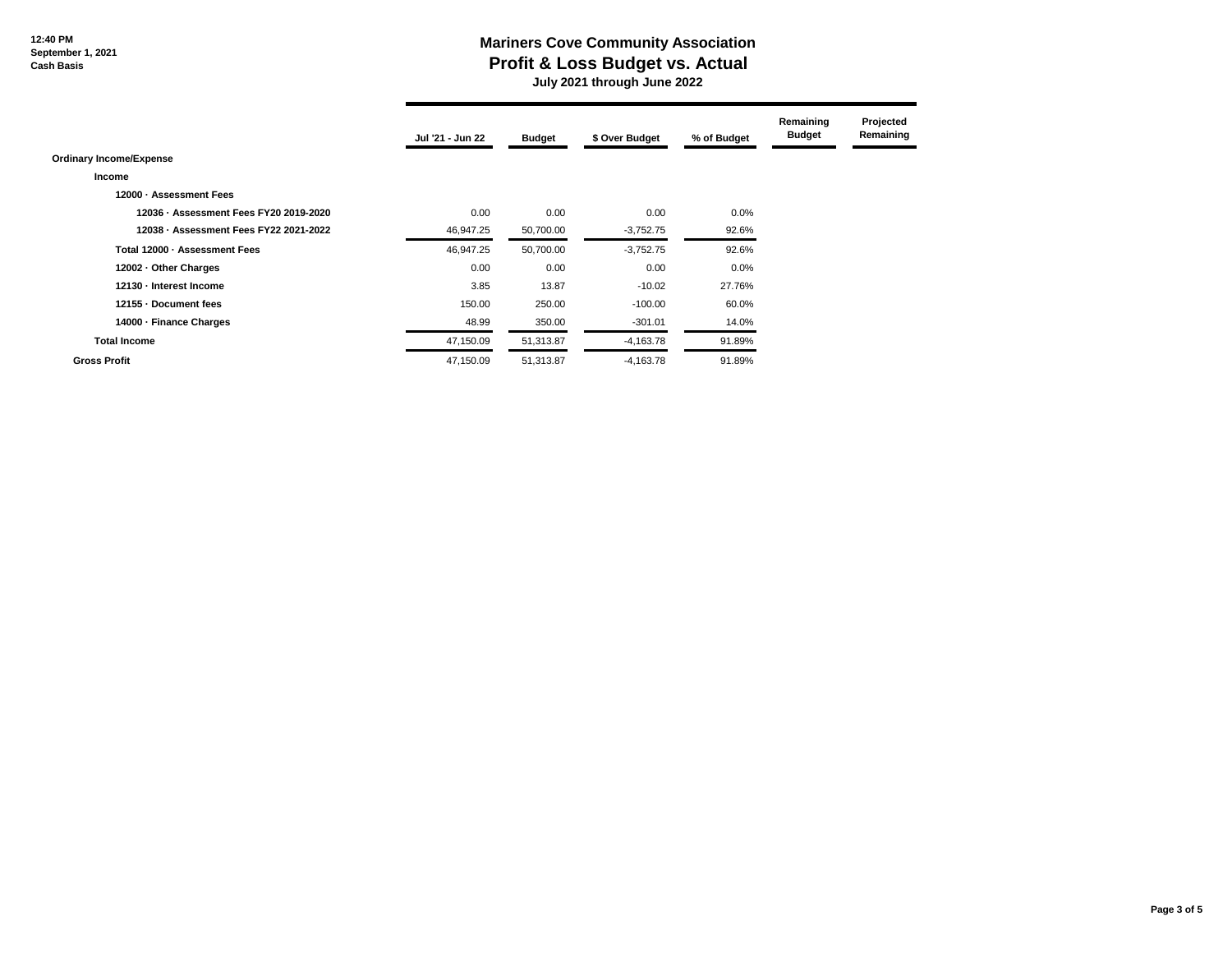12:40 PM
September 1, 2021
Cash Basis

# Mariners Cove Community Association
## Profit & Loss Budget vs. Actual
### July 2021 through June 2022

| | Jul '21 - Jun 22 | Budget | $ Over Budget | % of Budget | Remaining Budget | Projected Remaining |
|---|---|---|---|---|---|---|
| **Ordinary Income/Expense** | | | | | | |
| **Income** | | | | | | |
| **12000 · Assessment Fees** | | | | | | |
| **12036 · Assessment Fees FY20 2019-2020** | 0.00 | 0.00 | 0.00 | 0.0% | | |
| **12038 · Assessment Fees FY22 2021-2022** | 46,947.25 | 50,700.00 | -3,752.75 | 92.6% | | |
| **Total 12000 · Assessment Fees** | 46,947.25 | 50,700.00 | -3,752.75 | 92.6% | | |
| **12002 · Other Charges** | 0.00 | 0.00 | 0.00 | 0.0% | | |
| **12130 · Interest Income** | 3.85 | 13.87 | -10.02 | 27.76% | | |
| **12155 · Document fees** | 150.00 | 250.00 | -100.00 | 60.0% | | |
| **14000 · Finance Charges** | 48.99 | 350.00 | -301.01 | 14.0% | | |
| **Total Income** | 47,150.09 | 51,313.87 | -4,163.78 | 91.89% | | |
| **Gross Profit** | 47,150.09 | 51,313.87 | -4,163.78 | 91.89% | | |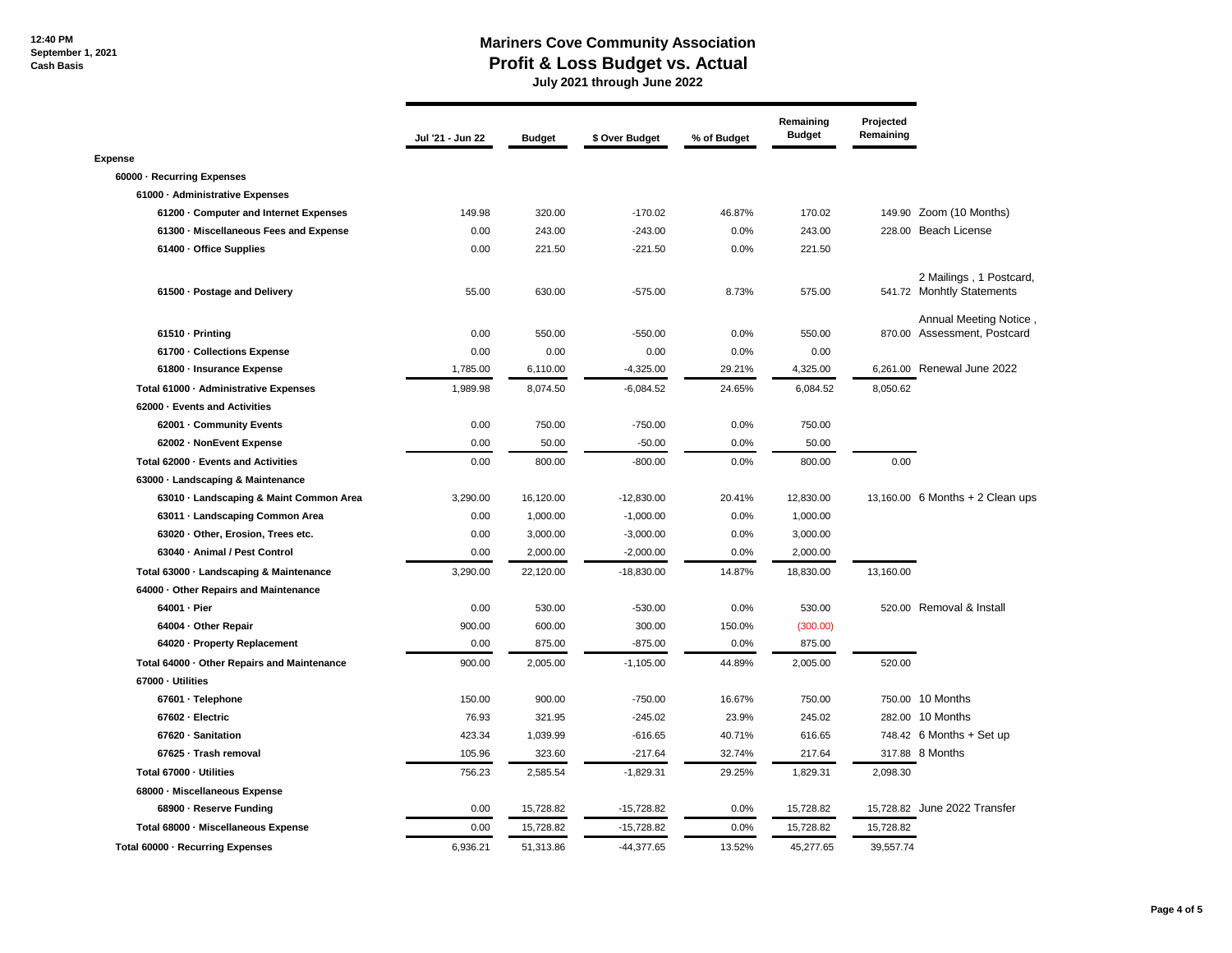12:40 PM
September 1, 2021
Cash Basis

# Mariners Cove Community Association
## Profit & Loss Budget vs. Actual
### July 2021 through June 2022

| | Jul '21 - Jun 22 | Budget | $ Over Budget | % of Budget | Remaining Budget | Projected Remaining | |
|---|---|---|---|---|---|---|---|
| **Expense** | | | | | | | |
| **60000 · Recurring Expenses** | | | | | | | |
| **61000 · Administrative Expenses** | | | | | | | |
| **61200 · Computer and Internet Expenses** | 149.98 | 320.00 | -170.02 | 46.87% | 170.02 | 149.90 | Zoom (10 Months) |
| **61300 · Miscellaneous Fees and Expense** | 0.00 | 243.00 | -243.00 | 0.0% | 243.00 | 228.00 | Beach License |
| **61400 · Office Supplies** | 0.00 | 221.50 | -221.50 | 0.0% | 221.50 | | |
| **61500 · Postage and Delivery** | 55.00 | 630.00 | -575.00 | 8.73% | 575.00 | 541.72 | 2 Mailings , 1 Postcard, Monhtly Statements |
| **61510 · Printing** | 0.00 | 550.00 | -550.00 | 0.0% | 550.00 | 870.00 | Annual Meeting Notice , Assessment, Postcard |
| **61700 · Collections Expense** | 0.00 | 0.00 | 0.00 | 0.0% | 0.00 | | |
| **61800 · Insurance Expense** | 1,785.00 | 6,110.00 | -4,325.00 | 29.21% | 4,325.00 | 6,261.00 | Renewal June 2022 |
| **Total 61000 · Administrative Expenses** | 1,989.98 | 8,074.50 | -6,084.52 | 24.65% | 6,084.52 | 8,050.62 | |
| **62000 · Events and Activities** | | | | | | | |
| **62001 · Community Events** | 0.00 | 750.00 | -750.00 | 0.0% | 750.00 | | |
| **62002 · NonEvent Expense** | 0.00 | 50.00 | -50.00 | 0.0% | 50.00 | | |
| **Total 62000 · Events and Activities** | 0.00 | 800.00 | -800.00 | 0.0% | 800.00 | 0.00 | |
| **63000 · Landscaping & Maintenance** | | | | | | | |
| **63010 · Landscaping & Maint Common Area** | 3,290.00 | 16,120.00 | -12,830.00 | 20.41% | 12,830.00 | 13,160.00 | 6 Months + 2 Clean ups |
| **63011 · Landscaping Common Area** | 0.00 | 1,000.00 | -1,000.00 | 0.0% | 1,000.00 | | |
| **63020 · Other, Erosion, Trees etc.** | 0.00 | 3,000.00 | -3,000.00 | 0.0% | 3,000.00 | | |
| **63040 · Animal / Pest Control** | 0.00 | 2,000.00 | -2,000.00 | 0.0% | 2,000.00 | | |
| **Total 63000 · Landscaping & Maintenance** | 3,290.00 | 22,120.00 | -18,830.00 | 14.87% | 18,830.00 | 13,160.00 | |
| **64000 · Other Repairs and Maintenance** | | | | | | | |
| **64001 · Pier** | 0.00 | 530.00 | -530.00 | 0.0% | 530.00 | 520.00 | Removal & Install |
| **64004 · Other Repair** | 900.00 | 600.00 | 300.00 | 150.0% | (300.00) | | |
| **64020 · Property Replacement** | 0.00 | 875.00 | -875.00 | 0.0% | 875.00 | | |
| **Total 64000 · Other Repairs and Maintenance** | 900.00 | 2,005.00 | -1,105.00 | 44.89% | 2,005.00 | 520.00 | |
| **67000 · Utilities** | | | | | | | |
| **67601 · Telephone** | 150.00 | 900.00 | -750.00 | 16.67% | 750.00 | 750.00 | 10 Months |
| **67602 · Electric** | 76.93 | 321.95 | -245.02 | 23.9% | 245.02 | 282.00 | 10 Months |
| **67620 · Sanitation** | 423.34 | 1,039.99 | -616.65 | 40.71% | 616.65 | 748.42 | 6 Months + Set up |
| **67625 · Trash removal** | 105.96 | 323.60 | -217.64 | 32.74% | 217.64 | 317.88 | 8 Months |
| **Total 67000 · Utilities** | 756.23 | 2,585.54 | -1,829.31 | 29.25% | 1,829.31 | 2,098.30 | |
| **68000 · Miscellaneous Expense** | | | | | | | |
| **68900 · Reserve Funding** | 0.00 | 15,728.82 | -15,728.82 | 0.0% | 15,728.82 | 15,728.82 | June 2022 Transfer |
| **Total 68000 · Miscellaneous Expense** | 0.00 | 15,728.82 | -15,728.82 | 0.0% | 15,728.82 | 15,728.82 | |
| **Total 60000 · Recurring Expenses** | 6,936.21 | 51,313.86 | -44,377.65 | 13.52% | 45,277.65 | 39,557.74 | |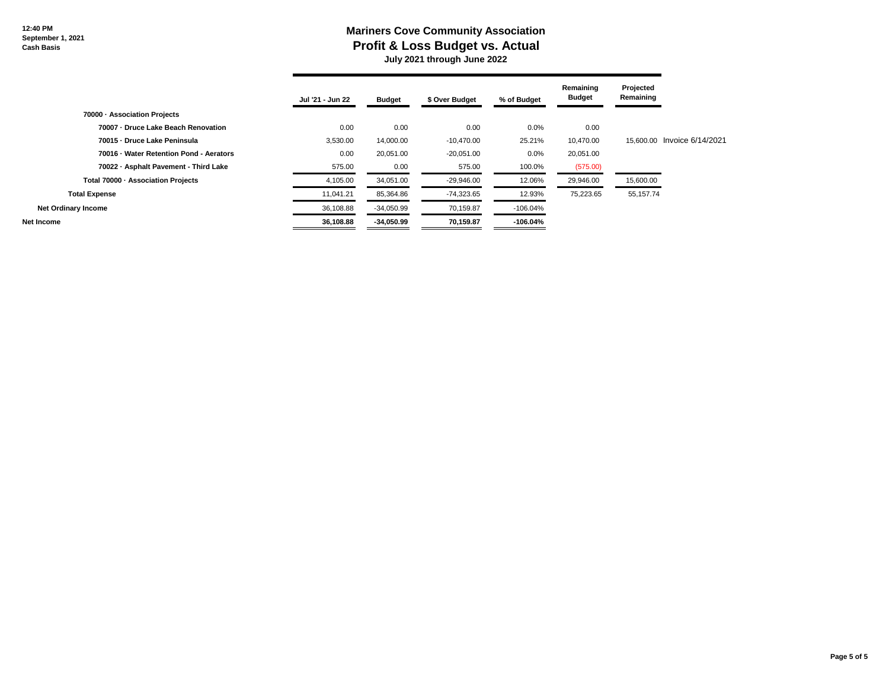# Mariners Cove Community Association

## Profit & Loss Budget vs. Actual

### July 2021 through June 2022

12:40 PM
September 1, 2021
Cash Basis

| | Jul '21 - Jun 22 | Budget | $ Over Budget | % of Budget | Remaining Budget | Projected Remaining | |
|---|---|---|---|---|---|---|---|
| 70000 · Association Projects | | | | | | | |
| 70007 · Druce Lake Beach Renovation | 0.00 | 0.00 | 0.00 | 0.0% | 0.00 | | |
| 70015 · Druce Lake Peninsula | 3,530.00 | 14,000.00 | -10,470.00 | 25.21% | 10,470.00 | 15,600.00 | Invoice 6/14/2021 |
| 70016 · Water Retention Pond - Aerators | 0.00 | 20,051.00 | -20,051.00 | 0.0% | 20,051.00 | | |
| 70022 · Asphalt Pavement - Third Lake | 575.00 | 0.00 | 575.00 | 100.0% | (575.00) | | |
| Total 70000 · Association Projects | 4,105.00 | 34,051.00 | -29,946.00 | 12.06% | 29,946.00 | 15,600.00 | |
| Total Expense | 11,041.21 | 85,364.86 | -74,323.65 | 12.93% | 75,223.65 | 55,157.74 | |
| Net Ordinary Income | 36,108.88 | -34,050.99 | 70,159.87 | -106.04% | | | |
| Net Income | 36,108.88 | -34,050.99 | 70,159.87 | -106.04% | | | |